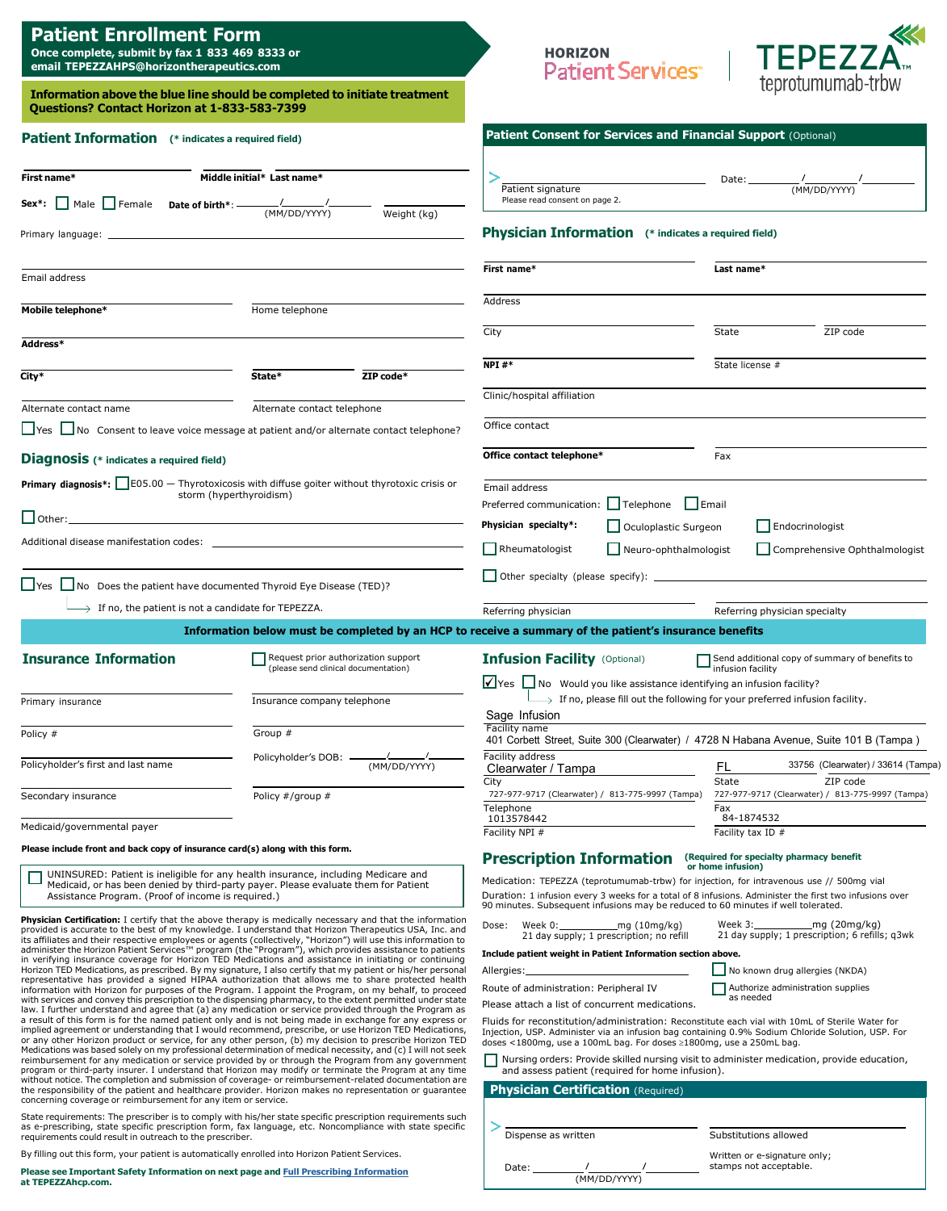# Patient Enrollment Form

**Once complete, submit by fax 1 833 469 8333 or email TEPEZZAHPS@horizontherapeutics.com**

HORIZON Patient Services™ | TEPEZZA™ teprotumumab-trbw

**Information above the blue line should be completed to initiate treatment**
**Questions? Contact Horizon at 1-833-583-7399**

## Patient Information (* indicates a required field)

**First name*** | **Middle initial*** | **Last name***

**Sex*:** ☐ Male ☐ Female **Date of birth*:** ___/___/___ (MM/DD/YYYY) Weight (kg)

Primary language: ____________

Email address

**Mobile telephone*** | Home telephone

**Address***

**City*** | **State*** | **ZIP code***

Alternate contact name | Alternate contact telephone

☐ Yes ☐ No Consent to leave voice message at patient and/or alternate contact telephone?

## Diagnosis (* indicates a required field)

**Primary diagnosis*:** ☐ E05.00 — Thyrotoxicosis with diffuse goiter without thyrotoxic crisis or storm (hyperthyroidism)

☐ Other: ____________

Additional disease manifestation codes: ____________

☐ Yes ☐ No Does the patient have documented Thyroid Eye Disease (TED)?

→ If no, the patient is not a candidate for TEPEZZA.

## Patient Consent for Services and Financial Support (Optional)

Patient signature ____________ Date: ___/___/___ (MM/DD/YYYY)

Please read consent on page 2.

## Physician Information (* indicates a required field)

**First name*** | **Last name***

Address

City | State | ZIP code

**NPI #*** | State license #

Clinic/hospital affiliation

Office contact

**Office contact telephone*** | Fax

Email address

Preferred communication: ☐ Telephone ☐ Email

**Physician specialty*:** ☐ Oculoplastic Surgeon ☐ Endocrinologist ☐ Rheumatologist ☐ Neuro-ophthalmologist ☐ Comprehensive Ophthalmologist

☐ Other specialty (please specify): ____________

Referring physician | Referring physician specialty

**Information below must be completed by an HCP to receive a summary of the patient's insurance benefits**

## Insurance Information

☐ Request prior authorization support (please send clinical documentation)

Primary insurance | Insurance company telephone

Policy # | Group #

Policyholder's first and last name | Policyholder's DOB: ___/___/___ (MM/DD/YYYY)

Secondary insurance | Policy #/group #

Medicaid/governmental payer

**Please include front and back copy of insurance card(s) along with this form.**

☐ UNINSURED: Patient is ineligible for any health insurance, including Medicare and Medicaid, or has been denied by third-party payer. Please evaluate them for Patient Assistance Program. (Proof of income is required.)

**Physician Certification:** I certify that the above therapy is medically necessary and that the information provided is accurate to the best of my knowledge. I understand that Horizon Therapeutics USA, Inc. and its affiliates and their respective employees or agents (collectively, "Horizon") will use this information to administer the Horizon Patient Services™ program (the "Program"), which provides assistance to patients in verifying insurance coverage for Horizon TED Medications and assistance in initiating or continuing Horizon TED Medications, as prescribed. By my signature, I also certify that my patient or his/her personal representative has provided a signed HIPAA authorization that allows me to share protected health information with Horizon for purposes of the Program. I appoint the Program, on my behalf, to proceed with services and convey this prescription to the dispensing pharmacy, to the extent permitted under state law. I further understand and agree that (a) any medication or service provided through the Program as a result of this form is for the named patient only and is not being made in exchange for any express or implied agreement or understanding that I would recommend, prescribe, or use Horizon TED Medications, or any other Horizon product or service, for any other person, (b) my decision to prescribe Horizon TED Medications was based solely on my professional determination of medical necessity, and (c) I will not seek reimbursement for any medication or service provided by or through the Program from any government program or third-party insurer. I understand that Horizon may modify or terminate the Program at any time without notice. The completion and submission of coverage- or reimbursement-related documentation are the responsibility of the patient and healthcare provider. Horizon makes no representation or guarantee concerning coverage or reimbursement for any item or service.

State requirements: The prescriber is to comply with his/her state specific prescription requirements such as e-prescribing, state specific prescription form, fax language, etc. Noncompliance with state specific requirements could result in outreach to the prescriber.

By filling out this form, your patient is automatically enrolled into Horizon Patient Services.

**Please see Important Safety Information on next page and Full Prescribing Information at TEPEZZAhcp.com.**

## Infusion Facility (Optional)

☐ Send additional copy of summary of benefits to infusion facility

☑ Yes ☐ No Would you like assistance identifying an infusion facility?

→ If no, please fill out the following for your preferred infusion facility.

Facility name: Sage Infusion

Facility address: 401 Corbett Street, Suite 300 (Clearwater) / 4728 N Habana Avenue, Suite 101 B (Tampa )

City: Clearwater / Tampa | State: FL | ZIP code: 33756 (Clearwater) / 33614 (Tampa)

Telephone: 727-977-9717 (Clearwater) / 813-775-9997 (Tampa) | Fax: 727-977-9717 (Clearwater) / 813-775-9997 (Tampa)

Facility NPI #: 1013578442 | Facility tax ID #: 84-1874532

## Prescription Information (Required for specialty pharmacy benefit or home infusion)

Medication: TEPEZZA (teprotumumab-trbw) for injection, for intravenous use // 500mg vial

Duration: 1 infusion every 3 weeks for a total of 8 infusions. Administer the first two infusions over 90 minutes. Subsequent infusions may be reduced to 60 minutes if well tolerated.

Dose: Week 0: ________mg (10mg/kg) 21 day supply; 1 prescription; no refill | Week 3: ________mg (20mg/kg) 21 day supply; 1 prescription; 6 refills; q3wk

**Include patient weight in Patient Information section above.**

Allergies: ____________ ☐ No known drug allergies (NKDA)

Route of administration: Peripheral IV ☐ Authorize administration supplies as needed

Please attach a list of concurrent medications.

Fluids for reconstitution/administration: Reconstitute each vial with 10mL of Sterile Water for Injection, USP. Administer via an infusion bag containing 0.9% Sodium Chloride Solution, USP. For doses <1800mg, use a 100mL bag. For doses ≥1800mg, use a 250mL bag.

☐ Nursing orders: Provide skilled nursing visit to administer medication, provide education, and assess patient (required for home infusion).

## Physician Certification (Required)

Dispense as written ____________ | Substitutions allowed ____________

Date: ___/___/___ (MM/DD/YYYY) | Written or e-signature only; stamps not acceptable.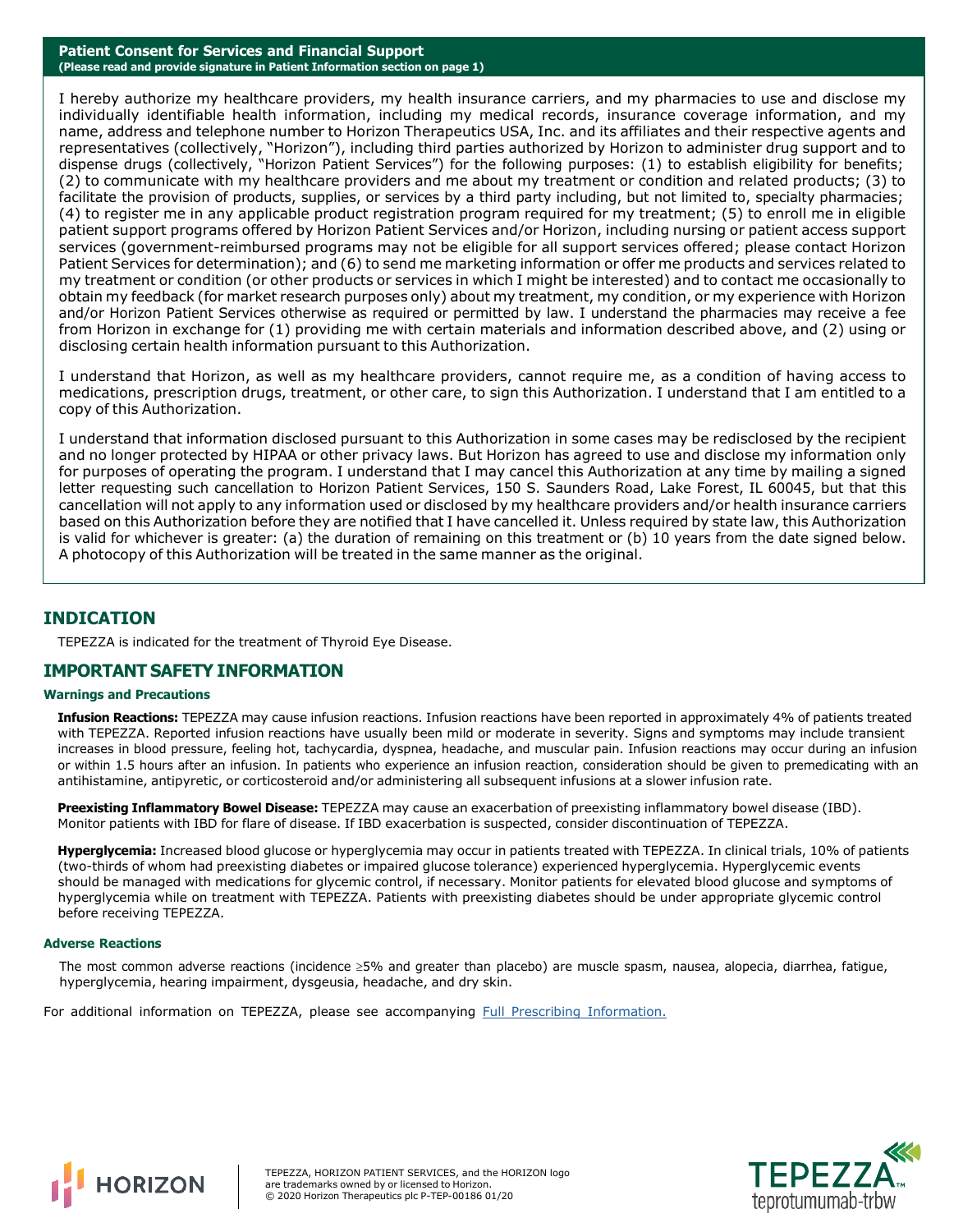## Patient Consent for Services and Financial Support

**(Please read and provide signature in Patient Information section on page 1)**

I hereby authorize my healthcare providers, my health insurance carriers, and my pharmacies to use and disclose my individually identifiable health information, including my medical records, insurance coverage information, and my name, address and telephone number to Horizon Therapeutics USA, Inc. and its affiliates and their respective agents and representatives (collectively, "Horizon"), including third parties authorized by Horizon to administer drug support and to dispense drugs (collectively, "Horizon Patient Services") for the following purposes: (1) to establish eligibility for benefits; (2) to communicate with my healthcare providers and me about my treatment or condition and related products; (3) to facilitate the provision of products, supplies, or services by a third party including, but not limited to, specialty pharmacies; (4) to register me in any applicable product registration program required for my treatment; (5) to enroll me in eligible patient support programs offered by Horizon Patient Services and/or Horizon, including nursing or patient access support services (government-reimbursed programs may not be eligible for all support services offered; please contact Horizon Patient Services for determination); and (6) to send me marketing information or offer me products and services related to my treatment or condition (or other products or services in which I might be interested) and to contact me occasionally to obtain my feedback (for market research purposes only) about my treatment, my condition, or my experience with Horizon and/or Horizon Patient Services otherwise as required or permitted by law. I understand the pharmacies may receive a fee from Horizon in exchange for (1) providing me with certain materials and information described above, and (2) using or disclosing certain health information pursuant to this Authorization.

I understand that Horizon, as well as my healthcare providers, cannot require me, as a condition of having access to medications, prescription drugs, treatment, or other care, to sign this Authorization. I understand that I am entitled to a copy of this Authorization.

I understand that information disclosed pursuant to this Authorization in some cases may be redisclosed by the recipient and no longer protected by HIPAA or other privacy laws. But Horizon has agreed to use and disclose my information only for purposes of operating the program. I understand that I may cancel this Authorization at any time by mailing a signed letter requesting such cancellation to Horizon Patient Services, 150 S. Saunders Road, Lake Forest, IL 60045, but that this cancellation will not apply to any information used or disclosed by my healthcare providers and/or health insurance carriers based on this Authorization before they are notified that I have cancelled it. Unless required by state law, this Authorization is valid for whichever is greater: (a) the duration of remaining on this treatment or (b) 10 years from the date signed below. A photocopy of this Authorization will be treated in the same manner as the original.

## INDICATION

TEPEZZA is indicated for the treatment of Thyroid Eye Disease.

## IMPORTANT SAFETY INFORMATION

### Warnings and Precautions

**Infusion Reactions:** TEPEZZA may cause infusion reactions. Infusion reactions have been reported in approximately 4% of patients treated with TEPEZZA. Reported infusion reactions have usually been mild or moderate in severity. Signs and symptoms may include transient increases in blood pressure, feeling hot, tachycardia, dyspnea, headache, and muscular pain. Infusion reactions may occur during an infusion or within 1.5 hours after an infusion. In patients who experience an infusion reaction, consideration should be given to premedicating with an antihistamine, antipyretic, or corticosteroid and/or administering all subsequent infusions at a slower infusion rate.

**Preexisting Inflammatory Bowel Disease:** TEPEZZA may cause an exacerbation of preexisting inflammatory bowel disease (IBD). Monitor patients with IBD for flare of disease. If IBD exacerbation is suspected, consider discontinuation of TEPEZZA.

**Hyperglycemia:** Increased blood glucose or hyperglycemia may occur in patients treated with TEPEZZA. In clinical trials, 10% of patients (two-thirds of whom had preexisting diabetes or impaired glucose tolerance) experienced hyperglycemia. Hyperglycemic events should be managed with medications for glycemic control, if necessary. Monitor patients for elevated blood glucose and symptoms of hyperglycemia while on treatment with TEPEZZA. Patients with preexisting diabetes should be under appropriate glycemic control before receiving TEPEZZA.

### Adverse Reactions

The most common adverse reactions (incidence ≥5% and greater than placebo) are muscle spasm, nausea, alopecia, diarrhea, fatigue, hyperglycemia, hearing impairment, dysgeusia, headache, and dry skin.

For additional information on TEPEZZA, please see accompanying Full Prescribing Information.

HORIZON

TEPEZZA, HORIZON PATIENT SERVICES, and the HORIZON logo are trademarks owned by or licensed to Horizon.
© 2020 Horizon Therapeutics plc P-TEP-00186 01/20

TEPEZZA™
teprotumumab-trbw